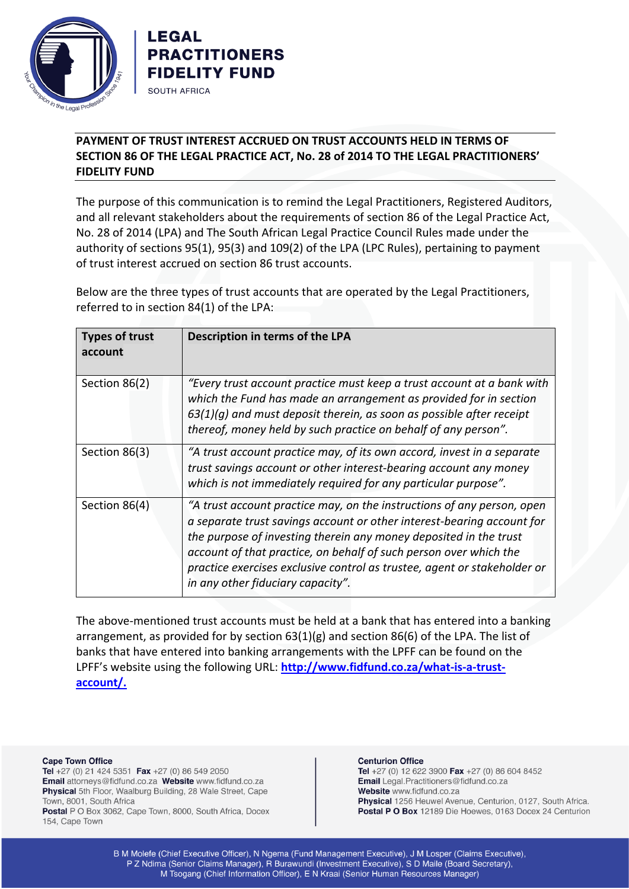**LEGAL PRACTITIONERS FIDELITY FUND**

SOUTH AFRICA

## PAYMENT OF TRUST INTEREST ACCRUED ON TRUST ACCOUNTS HELD IN TERMS OF SECTION 86 OF THE LEGAL PRACTICE ACT, No. 28 of 2014 TO THE LEGAL PRACTITIONERS' FIDELITY FUND

The purpose of this communication is to remind the Legal Practitioners, Registered Auditors, and all relevant stakeholders about the requirements of section 86 of the Legal Practice Act, No. 28 of 2014 (LPA) and The South African Legal Practice Council Rules made under the authority of sections 95(1), 95(3) and 109(2) of the LPA (LPC Rules), pertaining to payment of trust interest accrued on section 86 trust accounts.

Below are the three types of trust accounts that are operated by the Legal Practitioners, referred to in section 84(1) of the LPA:

| Types of trust account | Description in terms of the LPA |
| --- | --- |
| Section 86(2) | *"Every trust account practice must keep a trust account at a bank with which the Fund has made an arrangement as provided for in section 63(1)(g) and must deposit therein, as soon as possible after receipt thereof, money held by such practice on behalf of any person".* |
| Section 86(3) | *"A trust account practice may, of its own accord, invest in a separate trust savings account or other interest-bearing account any money which is not immediately required for any particular purpose".* |
| Section 86(4) | *"A trust account practice may, on the instructions of any person, open a separate trust savings account or other interest-bearing account for the purpose of investing therein any money deposited in the trust account of that practice, on behalf of such person over which the practice exercises exclusive control as trustee, agent or stakeholder or in any other fiduciary capacity".* |

The above-mentioned trust accounts must be held at a bank that has entered into a banking arrangement, as provided for by section 63(1)(g) and section 86(6) of the LPA. The list of banks that have entered into banking arrangements with the LPFF can be found on the LPFF's website using the following URL: **[http://www.fidfund.co.za/what-is-a-trust-account/.](http://www.fidfund.co.za/what-is-a-trust-account/)**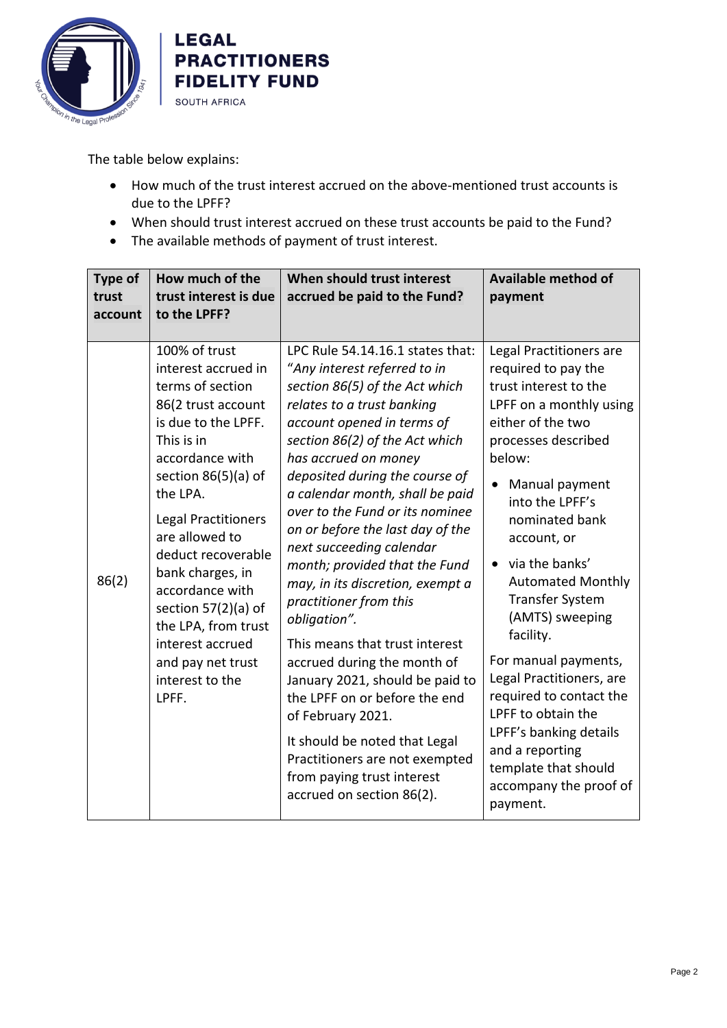The table below explains:

- How much of the trust interest accrued on the above-mentioned trust accounts is due to the LPFF?
- When should trust interest accrued on these trust accounts be paid to the Fund?
- The available methods of payment of trust interest.

| Type of trust account | How much of the trust interest is due to the LPFF? | When should trust interest accrued be paid to the Fund? | Available method of payment |
|---|---|---|---|
| 86(2) | 100% of trust interest accrued in terms of section 86(2 trust account is due to the LPFF. This is in accordance with section 86(5)(a) of the LPA.<br><br>Legal Practitioners are allowed to deduct recoverable bank charges, in accordance with section 57(2)(a) of the LPA, from trust interest accrued and pay net trust interest to the LPFF. | LPC Rule 54.14.16.1 states that: *"Any interest referred to in section 86(5) of the Act which relates to a trust banking account opened in terms of section 86(2) of the Act which has accrued on money deposited during the course of a calendar month, shall be paid over to the Fund or its nominee on or before the last day of the next succeeding calendar month; provided that the Fund may, in its discretion, exempt a practitioner from this obligation".*<br><br>This means that trust interest accrued during the month of January 2021, should be paid to the LPFF on or before the end of February 2021.<br><br>It should be noted that Legal Practitioners are not exempted from paying trust interest accrued on section 86(2). | Legal Practitioners are required to pay the trust interest to the LPFF on a monthly using either of the two processes described below:<br>• Manual payment into the LPFF's nominated bank account, or<br>• via the banks' Automated Monthly Transfer System (AMTS) sweeping facility.<br><br>For manual payments, Legal Practitioners, are required to contact the LPFF to obtain the LPFF's banking details and a reporting template that should accompany the proof of payment. |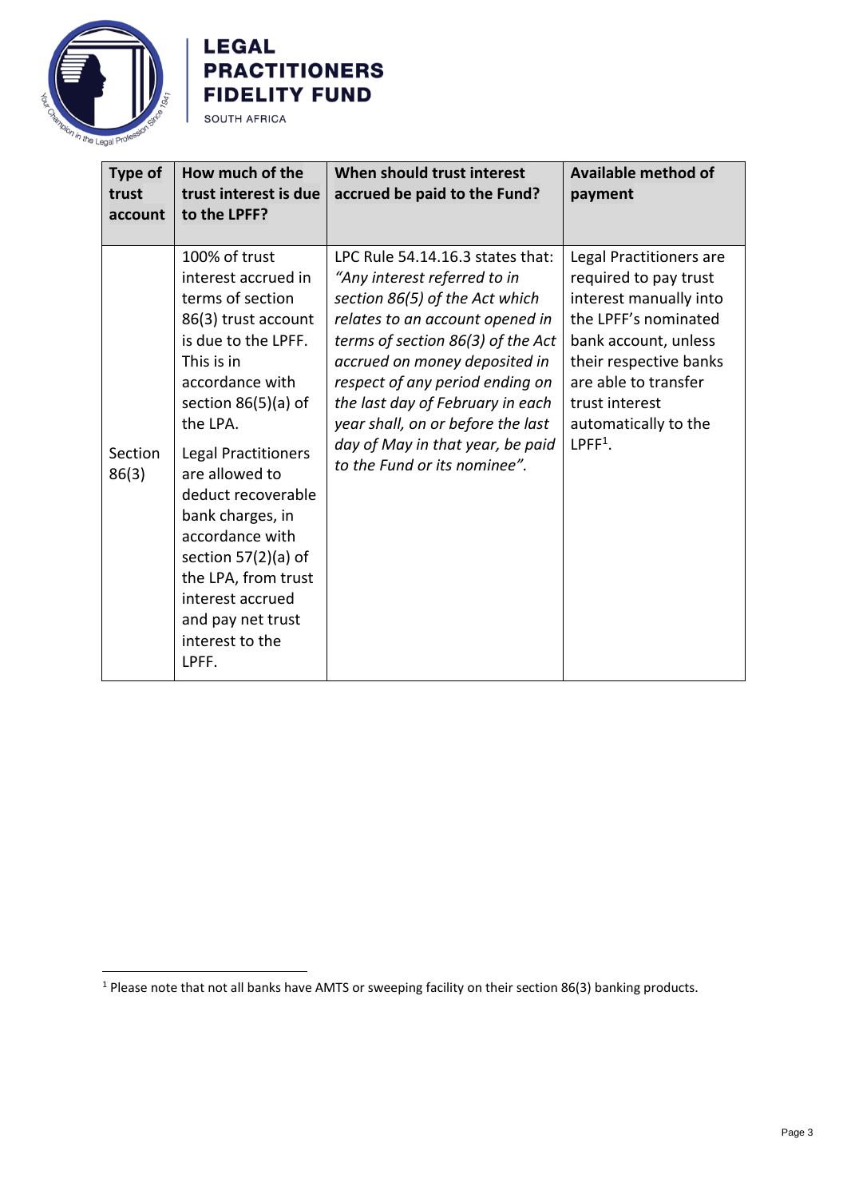| Type of trust account | How much of the trust interest is due to the LPFF? | When should trust interest accrued be paid to the Fund? | Available method of payment |
|---|---|---|---|
| Section 86(3) | 100% of trust interest accrued in terms of section 86(3) trust account is due to the LPFF. This is in accordance with section 86(5)(a) of the LPA.<br><br>Legal Practitioners are allowed to deduct recoverable bank charges, in accordance with section 57(2)(a) of the LPA, from trust interest accrued and pay net trust interest to the LPFF. | LPC Rule 54.14.16.3 states that: *"Any interest referred to in section 86(5) of the Act which relates to an account opened in terms of section 86(3) of the Act accrued on money deposited in respect of any period ending on the last day of February in each year shall, on or before the last day of May in that year, be paid to the Fund or its nominee".* | Legal Practitioners are required to pay trust interest manually into the LPFF's nominated bank account, unless their respective banks are able to transfer trust interest automatically to the LPFF[1]. |

[1] Please note that not all banks have AMTS or sweeping facility on their section 86(3) banking products.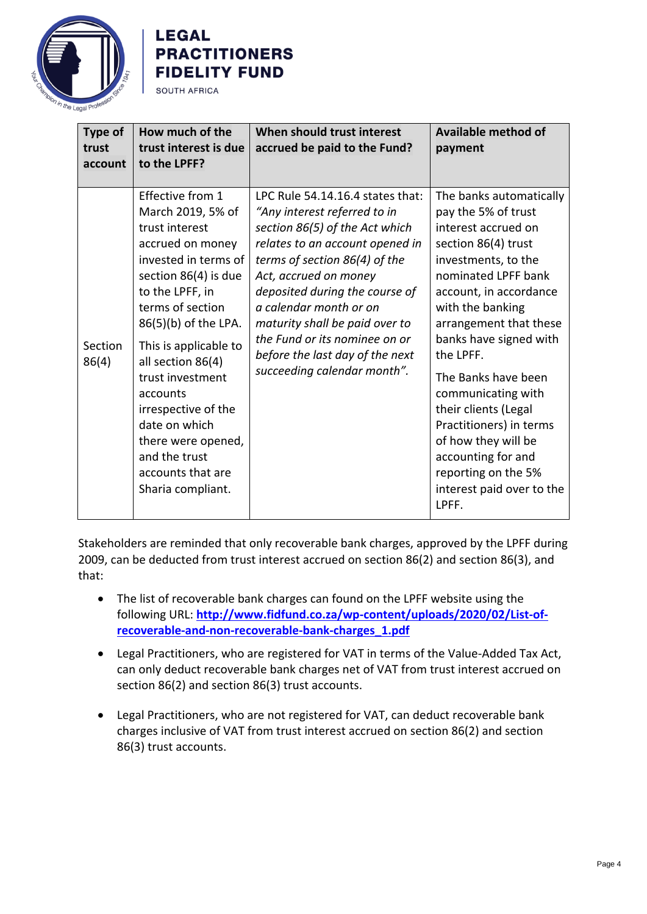| Type of trust account | How much of the trust interest is due to the LPFF? | When should trust interest accrued be paid to the Fund? | Available method of payment |
|---|---|---|---|
| Section 86(4) | Effective from 1 March 2019, 5% of trust interest accrued on money invested in terms of section 86(4) is due to the LPFF, in terms of section 86(5)(b) of the LPA.<br><br>This is applicable to all section 86(4) trust investment accounts irrespective of the date on which there were opened, and the trust accounts that are Sharia compliant. | LPC Rule 54.14.16.4 states that: *"Any interest referred to in section 86(5) of the Act which relates to an account opened in terms of section 86(4) of the Act, accrued on money deposited during the course of a calendar month or on maturity shall be paid over to the Fund or its nominee on or before the last day of the next succeeding calendar month".* | The banks automatically pay the 5% of trust interest accrued on section 86(4) trust investments, to the nominated LPFF bank account, in accordance with the banking arrangement that these banks have signed with the LPFF.<br><br>The Banks have been communicating with their clients (Legal Practitioners) in terms of how they will be accounting for and reporting on the 5% interest paid over to the LPFF. |

Stakeholders are reminded that only recoverable bank charges, approved by the LPFF during 2009, can be deducted from trust interest accrued on section 86(2) and section 86(3), and that:

- The list of recoverable bank charges can found on the LPFF website using the following URL: **http://www.fidfund.co.za/wp-content/uploads/2020/02/List-of-recoverable-and-non-recoverable-bank-charges_1.pdf**
- Legal Practitioners, who are registered for VAT in terms of the Value-Added Tax Act, can only deduct recoverable bank charges net of VAT from trust interest accrued on section 86(2) and section 86(3) trust accounts.
- Legal Practitioners, who are not registered for VAT, can deduct recoverable bank charges inclusive of VAT from trust interest accrued on section 86(2) and section 86(3) trust accounts.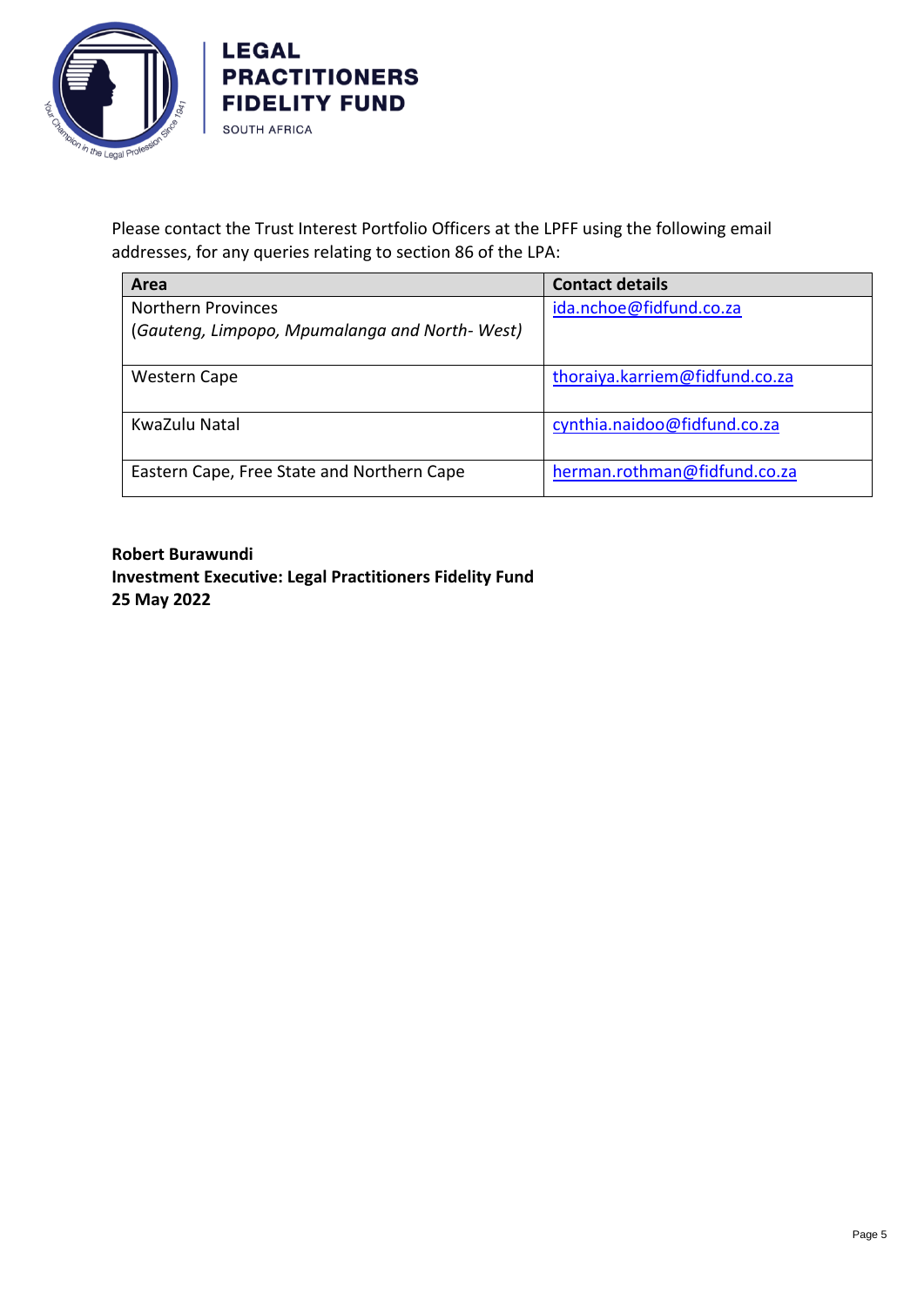Please contact the Trust Interest Portfolio Officers at the LPFF using the following email addresses, for any queries relating to section 86 of the LPA:

| Area | Contact details |
|---|---|
| Northern Provinces<br>(*Gauteng, Limpopo, Mpumalanga and North- West)* | ida.nchoe@fidfund.co.za |
| Western Cape | thoraiya.karriem@fidfund.co.za |
| KwaZulu Natal | cynthia.naidoo@fidfund.co.za |
| Eastern Cape, Free State and Northern Cape | herman.rothman@fidfund.co.za |

**Robert Burawundi**
**Investment Executive: Legal Practitioners Fidelity Fund**
**25 May 2022**